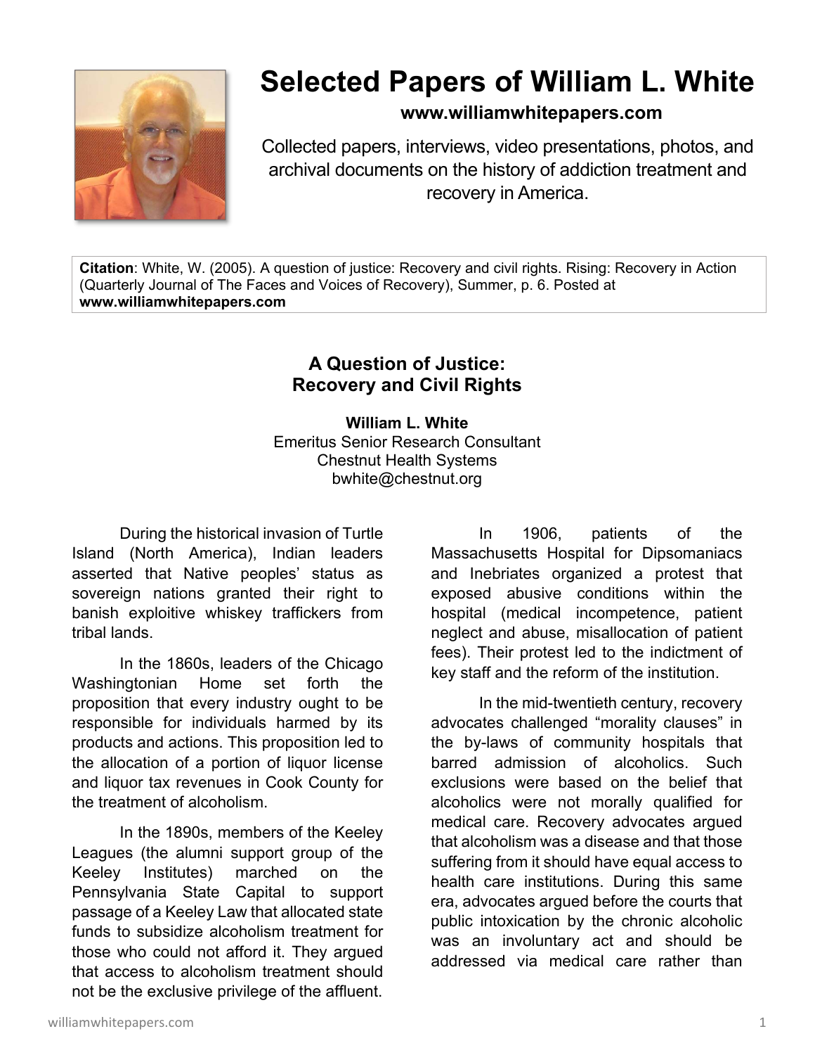# Selected Papers of William L. White

**www.williamwhitepapers.com**

Collected papers, interviews, video presentations, photos, and archival documents on the history of addiction treatment and recovery in America.

**Citation**: White, W. (2005). A question of justice: Recovery and civil rights. Rising: Recovery in Action (Quarterly Journal of The Faces and Voices of Recovery), Summer, p. 6. Posted at **www.williamwhitepapers.com**

## A Question of Justice: Recovery and Civil Rights

**William L. White**
Emeritus Senior Research Consultant
Chestnut Health Systems
bwhite@chestnut.org

During the historical invasion of Turtle Island (North America), Indian leaders asserted that Native peoples' status as sovereign nations granted their right to banish exploitive whiskey traffickers from tribal lands.

In the 1860s, leaders of the Chicago Washingtonian Home set forth the proposition that every industry ought to be responsible for individuals harmed by its products and actions. This proposition led to the allocation of a portion of liquor license and liquor tax revenues in Cook County for the treatment of alcoholism.

In the 1890s, members of the Keeley Leagues (the alumni support group of the Keeley Institutes) marched on the Pennsylvania State Capital to support passage of a Keeley Law that allocated state funds to subsidize alcoholism treatment for those who could not afford it. They argued that access to alcoholism treatment should not be the exclusive privilege of the affluent.

In 1906, patients of the Massachusetts Hospital for Dipsomaniacs and Inebriates organized a protest that exposed abusive conditions within the hospital (medical incompetence, patient neglect and abuse, misallocation of patient fees). Their protest led to the indictment of key staff and the reform of the institution.

In the mid-twentieth century, recovery advocates challenged "morality clauses" in the by-laws of community hospitals that barred admission of alcoholics. Such exclusions were based on the belief that alcoholics were not morally qualified for medical care. Recovery advocates argued that alcoholism was a disease and that those suffering from it should have equal access to health care institutions. During this same era, advocates argued before the courts that public intoxication by the chronic alcoholic was an involuntary act and should be addressed via medical care rather than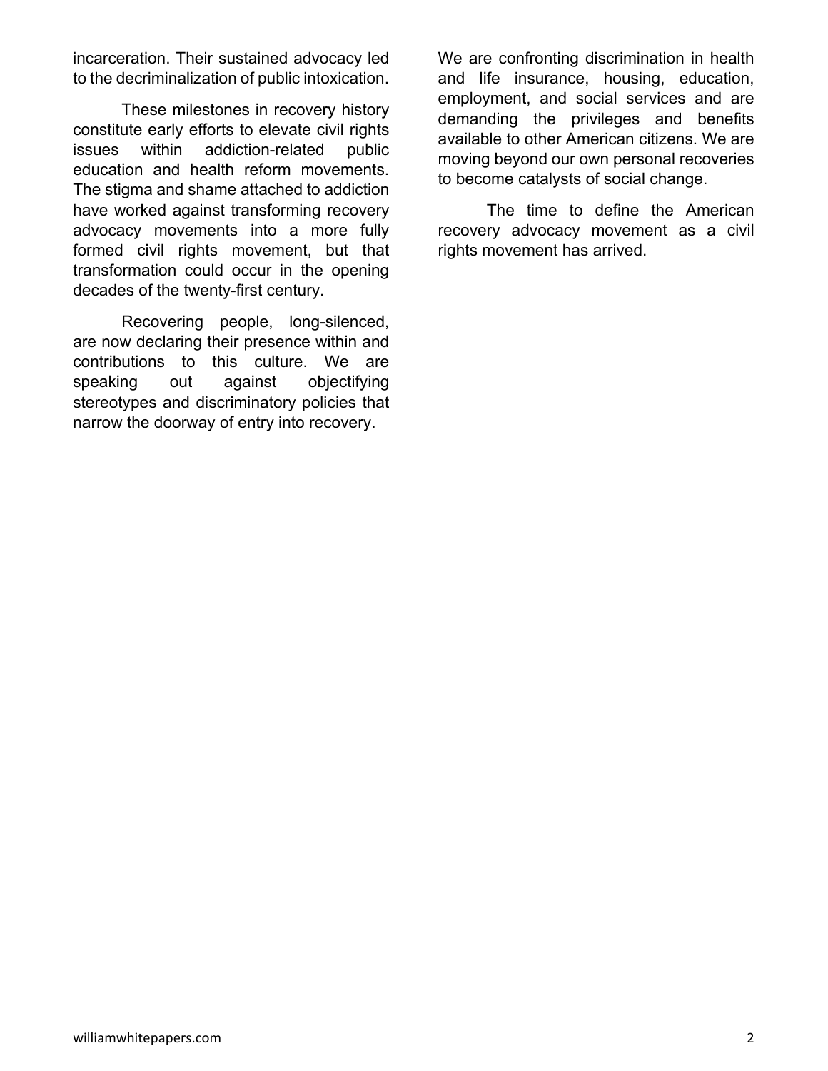incarceration. Their sustained advocacy led to the decriminalization of public intoxication.

These milestones in recovery history constitute early efforts to elevate civil rights issues within addiction-related public education and health reform movements. The stigma and shame attached to addiction have worked against transforming recovery advocacy movements into a more fully formed civil rights movement, but that transformation could occur in the opening decades of the twenty-first century.

Recovering people, long-silenced, are now declaring their presence within and contributions to this culture. We are speaking out against objectifying stereotypes and discriminatory policies that narrow the doorway of entry into recovery. We are confronting discrimination in health and life insurance, housing, education, employment, and social services and are demanding the privileges and benefits available to other American citizens. We are moving beyond our own personal recoveries to become catalysts of social change.

The time to define the American recovery advocacy movement as a civil rights movement has arrived.